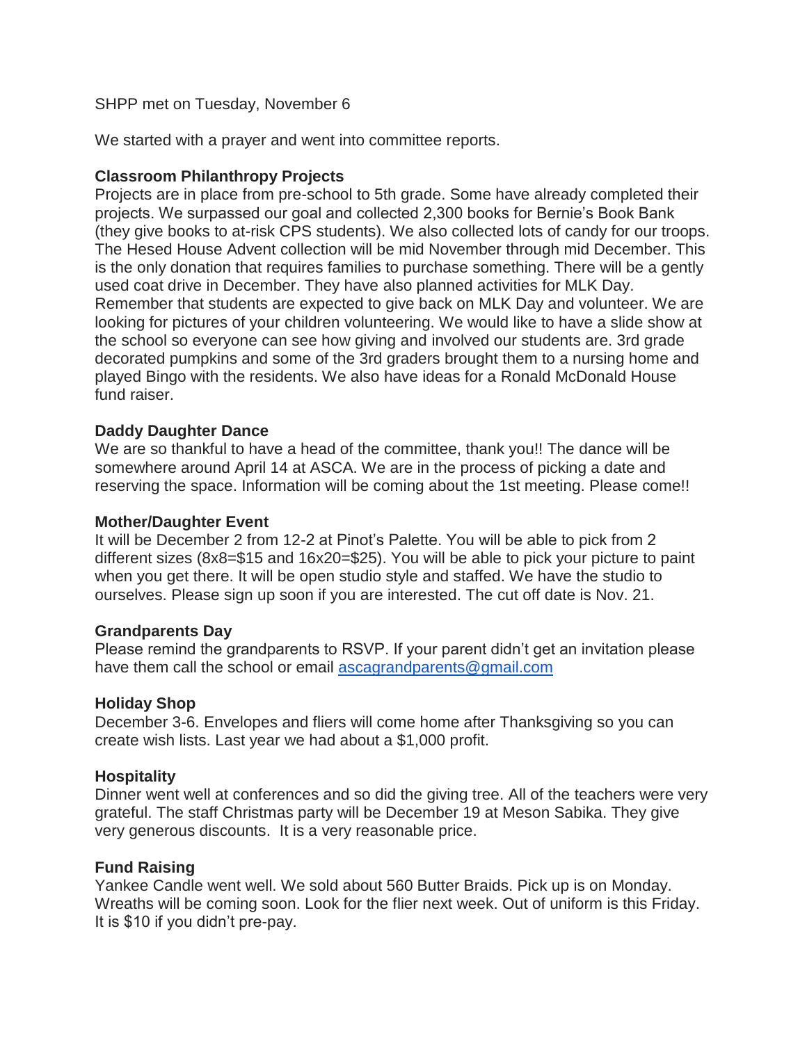SHPP met on Tuesday, November 6

We started with a prayer and went into committee reports.

**Classroom Philanthropy Projects**
Projects are in place from pre-school to 5th grade. Some have already completed their projects. We surpassed our goal and collected 2,300 books for Bernie's Book Bank (they give books to at-risk CPS students). We also collected lots of candy for our troops. The Hesed House Advent collection will be mid November through mid December. This is the only donation that requires families to purchase something. There will be a gently used coat drive in December. They have also planned activities for MLK Day. Remember that students are expected to give back on MLK Day and volunteer. We are looking for pictures of your children volunteering. We would like to have a slide show at the school so everyone can see how giving and involved our students are. 3rd grade decorated pumpkins and some of the 3rd graders brought them to a nursing home and played Bingo with the residents. We also have ideas for a Ronald McDonald House fund raiser.

**Daddy Daughter Dance**
We are so thankful to have a head of the committee, thank you!! The dance will be somewhere around April 14 at ASCA. We are in the process of picking a date and reserving the space. Information will be coming about the 1st meeting. Please come!!

**Mother/Daughter Event**
It will be December 2 from 12-2 at Pinot's Palette. You will be able to pick from 2 different sizes (8x8=$15 and 16x20=$25). You will be able to pick your picture to paint when you get there. It will be open studio style and staffed. We have the studio to ourselves. Please sign up soon if you are interested. The cut off date is Nov. 21.

**Grandparents Day**
Please remind the grandparents to RSVP. If your parent didn't get an invitation please have them call the school or email ascagrandparents@gmail.com

**Holiday Shop**
December 3-6. Envelopes and fliers will come home after Thanksgiving so you can create wish lists. Last year we had about a $1,000 profit.

**Hospitality**
Dinner went well at conferences and so did the giving tree. All of the teachers were very grateful. The staff Christmas party will be December 19 at Meson Sabika. They give very generous discounts. It is a very reasonable price.

**Fund Raising**
Yankee Candle went well. We sold about 560 Butter Braids. Pick up is on Monday. Wreaths will be coming soon. Look for the flier next week. Out of uniform is this Friday. It is $10 if you didn't pre-pay.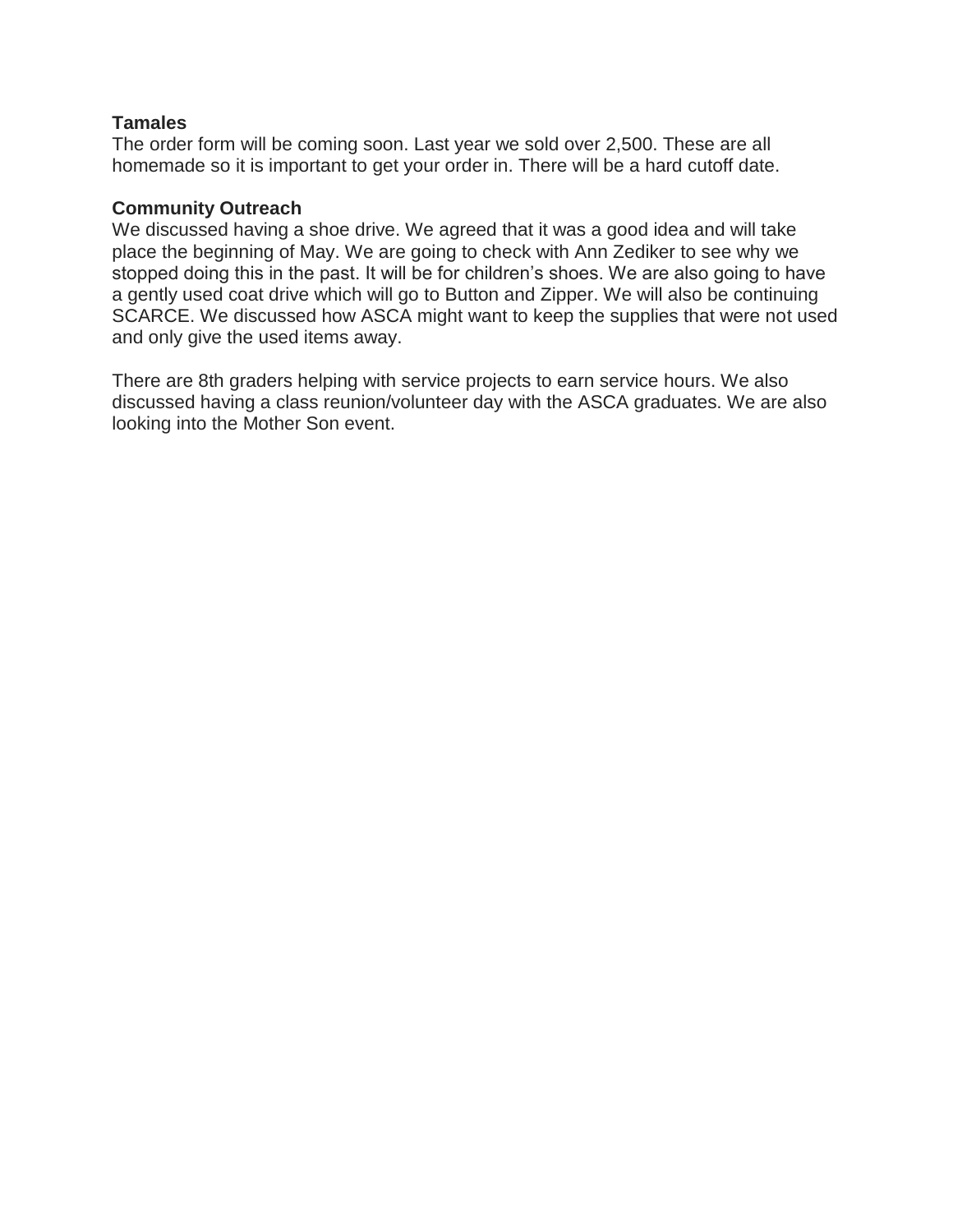**Tamales**

The order form will be coming soon. Last year we sold over 2,500. These are all homemade so it is important to get your order in. There will be a hard cutoff date.

**Community Outreach**

We discussed having a shoe drive. We agreed that it was a good idea and will take place the beginning of May. We are going to check with Ann Zediker to see why we stopped doing this in the past. It will be for children's shoes. We are also going to have a gently used coat drive which will go to Button and Zipper. We will also be continuing SCARCE. We discussed how ASCA might want to keep the supplies that were not used and only give the used items away.

There are 8th graders helping with service projects to earn service hours. We also discussed having a class reunion/volunteer day with the ASCA graduates. We are also looking into the Mother Son event.